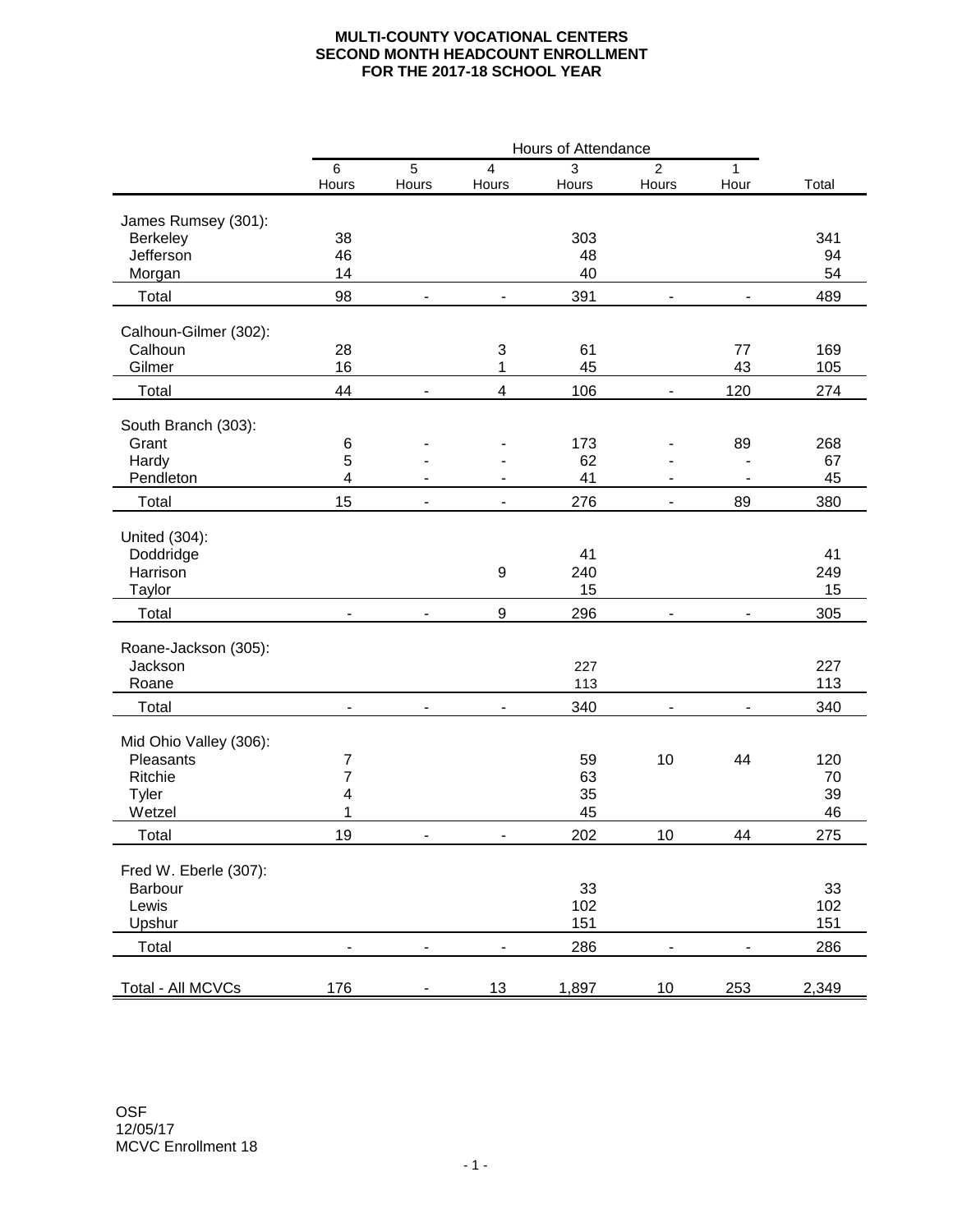# MULTI-COUNTY VOCATIONAL CENTERS
## SECOND MONTH HEADCOUNT ENROLLMENT
## FOR THE 2017-18 SCHOOL YEAR

| | Hours of Attendance | | | | | | |
|---|---|---|---|---|---|---|---|
| | 6 Hours | 5 Hours | 4 Hours | 3 Hours | 2 Hours | 1 Hour | Total |
| **James Rumsey (301):** | | | | | | | |
| Berkeley | 38 | | | 303 | | | 341 |
| Jefferson | 46 | | | 48 | | | 94 |
| Morgan | 14 | | | 40 | | | 54 |
| Total | 98 | - | - | 391 | - | - | 489 |
| **Calhoun-Gilmer (302):** | | | | | | | |
| Calhoun | 28 | | 3 | 61 | | 77 | 169 |
| Gilmer | 16 | | 1 | 45 | | 43 | 105 |
| Total | 44 | - | 4 | 106 | - | 120 | 274 |
| **South Branch (303):** | | | | | | | |
| Grant | 6 | - | - | 173 | - | 89 | 268 |
| Hardy | 5 | - | - | 62 | - | - | 67 |
| Pendleton | 4 | - | - | 41 | - | - | 45 |
| Total | 15 | - | - | 276 | - | 89 | 380 |
| **United (304):** | | | | | | | |
| Doddridge | | | | 41 | | | 41 |
| Harrison | | | 9 | 240 | | | 249 |
| Taylor | | | | 15 | | | 15 |
| Total | - | - | 9 | 296 | - | - | 305 |
| **Roane-Jackson (305):** | | | | | | | |
| Jackson | | | | 227 | | | 227 |
| Roane | | | | 113 | | | 113 |
| Total | - | - | - | 340 | - | - | 340 |
| **Mid Ohio Valley (306):** | | | | | | | |
| Pleasants | 7 | | | 59 | 10 | 44 | 120 |
| Ritchie | 7 | | | 63 | | | 70 |
| Tyler | 4 | | | 35 | | | 39 |
| Wetzel | 1 | | | 45 | | | 46 |
| Total | 19 | - | - | 202 | 10 | 44 | 275 |
| **Fred W. Eberle (307):** | | | | | | | |
| Barbour | | | | 33 | | | 33 |
| Lewis | | | | 102 | | | 102 |
| Upshur | | | | 151 | | | 151 |
| Total | - | - | - | 286 | - | - | 286 |
| **Total - All MCVCs** | 176 | - | 13 | 1,897 | 10 | 253 | 2,349 |

OSF
12/05/17
MCVC Enrollment 18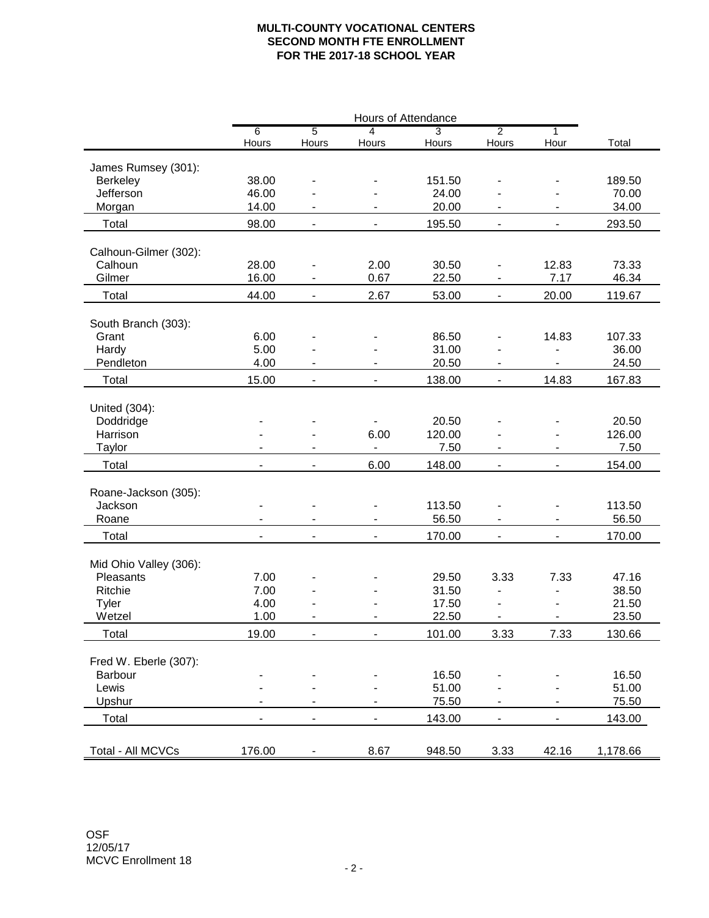**MULTI-COUNTY VOCATIONAL CENTERS**
**SECOND MONTH FTE ENROLLMENT**
**FOR THE 2017-18 SCHOOL YEAR**

| | Hours of Attendance | | | | | | |
|---|---|---|---|---|---|---|---|
| | 6 Hours | 5 Hours | 4 Hours | 3 Hours | 2 Hours | 1 Hour | Total |
| James Rumsey (301): | | | | | | | |
| Berkeley | 38.00 | - | - | 151.50 | - | - | 189.50 |
| Jefferson | 46.00 | - | - | 24.00 | - | - | 70.00 |
| Morgan | 14.00 | - | - | 20.00 | - | - | 34.00 |
| Total | 98.00 | - | - | 195.50 | - | - | 293.50 |
| Calhoun-Gilmer (302): | | | | | | | |
| Calhoun | 28.00 | - | 2.00 | 30.50 | - | 12.83 | 73.33 |
| Gilmer | 16.00 | - | 0.67 | 22.50 | - | 7.17 | 46.34 |
| Total | 44.00 | - | 2.67 | 53.00 | - | 20.00 | 119.67 |
| South Branch (303): | | | | | | | |
| Grant | 6.00 | - | - | 86.50 | - | 14.83 | 107.33 |
| Hardy | 5.00 | - | - | 31.00 | - | - | 36.00 |
| Pendleton | 4.00 | - | - | 20.50 | - | - | 24.50 |
| Total | 15.00 | - | - | 138.00 | - | 14.83 | 167.83 |
| United (304): | | | | | | | |
| Doddridge | - | - | - | 20.50 | - | - | 20.50 |
| Harrison | - | - | 6.00 | 120.00 | - | - | 126.00 |
| Taylor | - | - | - | 7.50 | - | - | 7.50 |
| Total | - | - | 6.00 | 148.00 | - | - | 154.00 |
| Roane-Jackson (305): | | | | | | | |
| Jackson | - | - | - | 113.50 | - | - | 113.50 |
| Roane | - | - | - | 56.50 | - | - | 56.50 |
| Total | - | - | - | 170.00 | - | - | 170.00 |
| Mid Ohio Valley (306): | | | | | | | |
| Pleasants | 7.00 | - | - | 29.50 | 3.33 | 7.33 | 47.16 |
| Ritchie | 7.00 | - | - | 31.50 | - | - | 38.50 |
| Tyler | 4.00 | - | - | 17.50 | - | - | 21.50 |
| Wetzel | 1.00 | - | - | 22.50 | - | - | 23.50 |
| Total | 19.00 | - | - | 101.00 | 3.33 | 7.33 | 130.66 |
| Fred W. Eberle (307): | | | | | | | |
| Barbour | - | - | - | 16.50 | - | - | 16.50 |
| Lewis | - | - | - | 51.00 | - | - | 51.00 |
| Upshur | - | - | - | 75.50 | - | - | 75.50 |
| Total | - | - | - | 143.00 | - | - | 143.00 |
| Total - All MCVCs | 176.00 | - | 8.67 | 948.50 | 3.33 | 42.16 | 1,178.66 |

OSF
12/05/17
MCVC Enrollment 18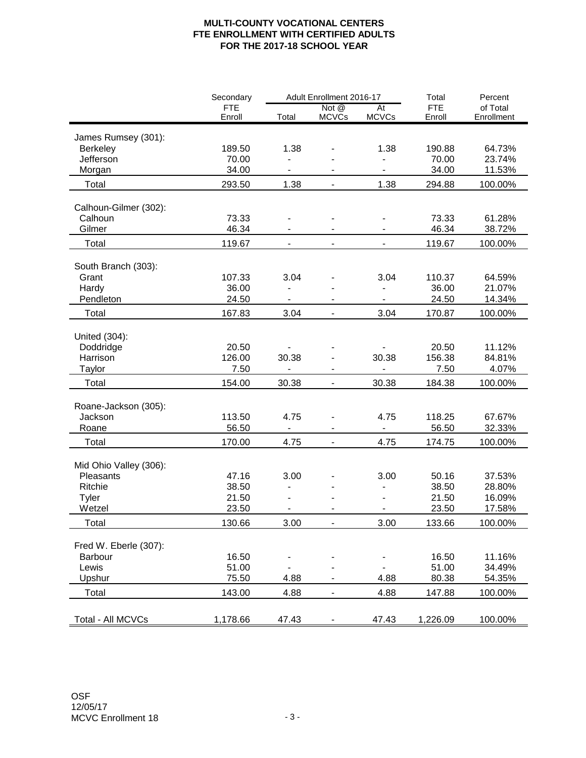**MULTI-COUNTY VOCATIONAL CENTERS**
**FTE ENROLLMENT WITH CERTIFIED ADULTS**
**FOR THE 2017-18 SCHOOL YEAR**

| | Secondary | Adult Enrollment 2016-17 | | | Total | Percent |
|---|---|---|---|---|---|---|
| | FTE Enroll | Total | Not @ MCVCs | At MCVCs | FTE Enroll | of Total Enrollment |
| James Rumsey (301): | | | | | | |
| Berkeley | 189.50 | 1.38 | - | 1.38 | 190.88 | 64.73% |
| Jefferson | 70.00 | - | - | - | 70.00 | 23.74% |
| Morgan | 34.00 | - | - | - | 34.00 | 11.53% |
| Total | 293.50 | 1.38 | - | 1.38 | 294.88 | 100.00% |
| Calhoun-Gilmer (302): | | | | | | |
| Calhoun | 73.33 | - | - | - | 73.33 | 61.28% |
| Gilmer | 46.34 | - | - | - | 46.34 | 38.72% |
| Total | 119.67 | - | - | - | 119.67 | 100.00% |
| South Branch (303): | | | | | | |
| Grant | 107.33 | 3.04 | - | 3.04 | 110.37 | 64.59% |
| Hardy | 36.00 | - | - | - | 36.00 | 21.07% |
| Pendleton | 24.50 | - | - | - | 24.50 | 14.34% |
| Total | 167.83 | 3.04 | - | 3.04 | 170.87 | 100.00% |
| United (304): | | | | | | |
| Doddridge | 20.50 | - | - | - | 20.50 | 11.12% |
| Harrison | 126.00 | 30.38 | - | 30.38 | 156.38 | 84.81% |
| Taylor | 7.50 | - | - | - | 7.50 | 4.07% |
| Total | 154.00 | 30.38 | - | 30.38 | 184.38 | 100.00% |
| Roane-Jackson (305): | | | | | | |
| Jackson | 113.50 | 4.75 | - | 4.75 | 118.25 | 67.67% |
| Roane | 56.50 | - | - | - | 56.50 | 32.33% |
| Total | 170.00 | 4.75 | - | 4.75 | 174.75 | 100.00% |
| Mid Ohio Valley (306): | | | | | | |
| Pleasants | 47.16 | 3.00 | - | 3.00 | 50.16 | 37.53% |
| Ritchie | 38.50 | - | - | - | 38.50 | 28.80% |
| Tyler | 21.50 | - | - | - | 21.50 | 16.09% |
| Wetzel | 23.50 | - | - | - | 23.50 | 17.58% |
| Total | 130.66 | 3.00 | - | 3.00 | 133.66 | 100.00% |
| Fred W. Eberle (307): | | | | | | |
| Barbour | 16.50 | - | - | - | 16.50 | 11.16% |
| Lewis | 51.00 | - | - | - | 51.00 | 34.49% |
| Upshur | 75.50 | 4.88 | - | 4.88 | 80.38 | 54.35% |
| Total | 143.00 | 4.88 | - | 4.88 | 147.88 | 100.00% |
| Total - All MCVCs | 1,178.66 | 47.43 | - | 47.43 | 1,226.09 | 100.00% |

OSF
12/05/17
MCVC Enrollment 18